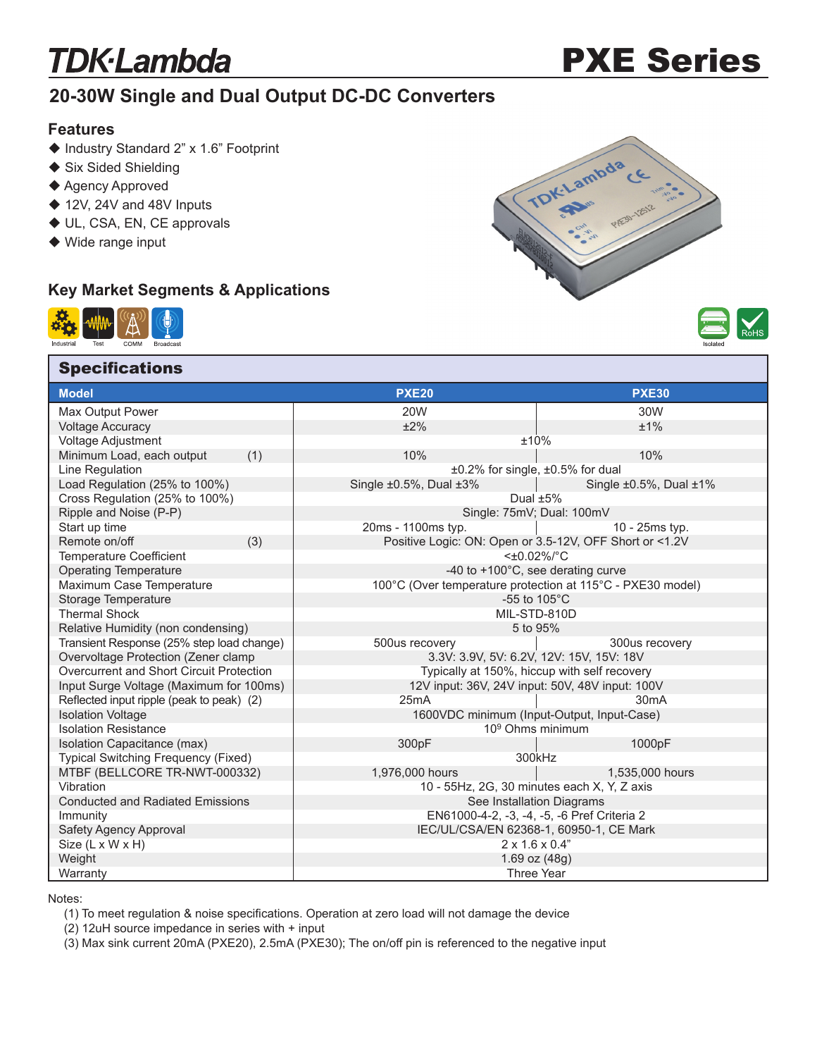# TDK·Lambda

# PXE Series

## 20-30W Single and Dual Output DC-DC Converters

### Features

- Industry Standard 2" x 1.6" Footprint
- Six Sided Shielding
- Agency Approved
- 12V, 24V and 48V Inputs
- UL, CSA, EN, CE approvals
- Wide range input

### Key Market Segments & Applications

Industrial Test COMM Broadcast

Isolated RoHS

## Specifications

| Model | PXE20 | PXE30 |
|---|---|---|
| Max Output Power | 20W | 30W |
| Voltage Accuracy | ±2% | ±1% |
| Voltage Adjustment | ±10% | |
| Minimum Load, each output (1) | 10% | 10% |
| Line Regulation | ±0.2% for single, ±0.5% for dual | |
| Load Regulation (25% to 100%) | Single ±0.5%, Dual ±3% | Single ±0.5%, Dual ±1% |
| Cross Regulation (25% to 100%) | Dual ±5% | |
| Ripple and Noise (P-P) | Single: 75mV; Dual: 100mV | |
| Start up time | 20ms - 1100ms typ. | 10 - 25ms typ. |
| Remote on/off (3) | Positive Logic: ON: Open or 3.5-12V, OFF Short or <1.2V | |
| Temperature Coefficient | <±0.02%/°C | |
| Operating Temperature | -40 to +100°C, see derating curve | |
| Maximum Case Temperature | 100°C (Over temperature protection at 115°C - PXE30 model) | |
| Storage Temperature | -55 to 105°C | |
| Thermal Shock | MIL-STD-810D | |
| Relative Humidity (non condensing) | 5 to 95% | |
| Transient Response (25% step load change) | 500us recovery | 300us recovery |
| Overvoltage Protection (Zener clamp | 3.3V: 3.9V, 5V: 6.2V, 12V: 15V, 15V: 18V | |
| Overcurrent and Short Circuit Protection | Typically at 150%, hiccup with self recovery | |
| Input Surge Voltage (Maximum for 100ms) | 12V input: 36V, 24V input: 50V, 48V input: 100V | |
| Reflected input ripple (peak to peak) (2) | 25mA | 30mA |
| Isolation Voltage | 1600VDC minimum (Input-Output, Input-Case) | |
| Isolation Resistance | $10^9$ Ohms minimum | |
| Isolation Capacitance (max) | 300pF | 1000pF |
| Typical Switching Frequency (Fixed) | 300kHz | |
| MTBF (BELLCORE TR-NWT-000332) | 1,976,000 hours | 1,535,000 hours |
| Vibration | 10 - 55Hz, 2G, 30 minutes each X, Y, Z axis | |
| Conducted and Radiated Emissions | See Installation Diagrams | |
| Immunity | EN61000-4-2, -3, -4, -5, -6 Pref Criteria 2 | |
| Safety Agency Approval | IEC/UL/CSA/EN 62368-1, 60950-1, CE Mark | |
| Size (L x W x H) | 2 x 1.6 x 0.4" | |
| Weight | 1.69 oz (48g) | |
| Warranty | Three Year | |

Notes:

(1) To meet regulation & noise specifications. Operation at zero load will not damage the device
(2) 12uH source impedance in series with + input
(3) Max sink current 20mA (PXE20), 2.5mA (PXE30); The on/off pin is referenced to the negative input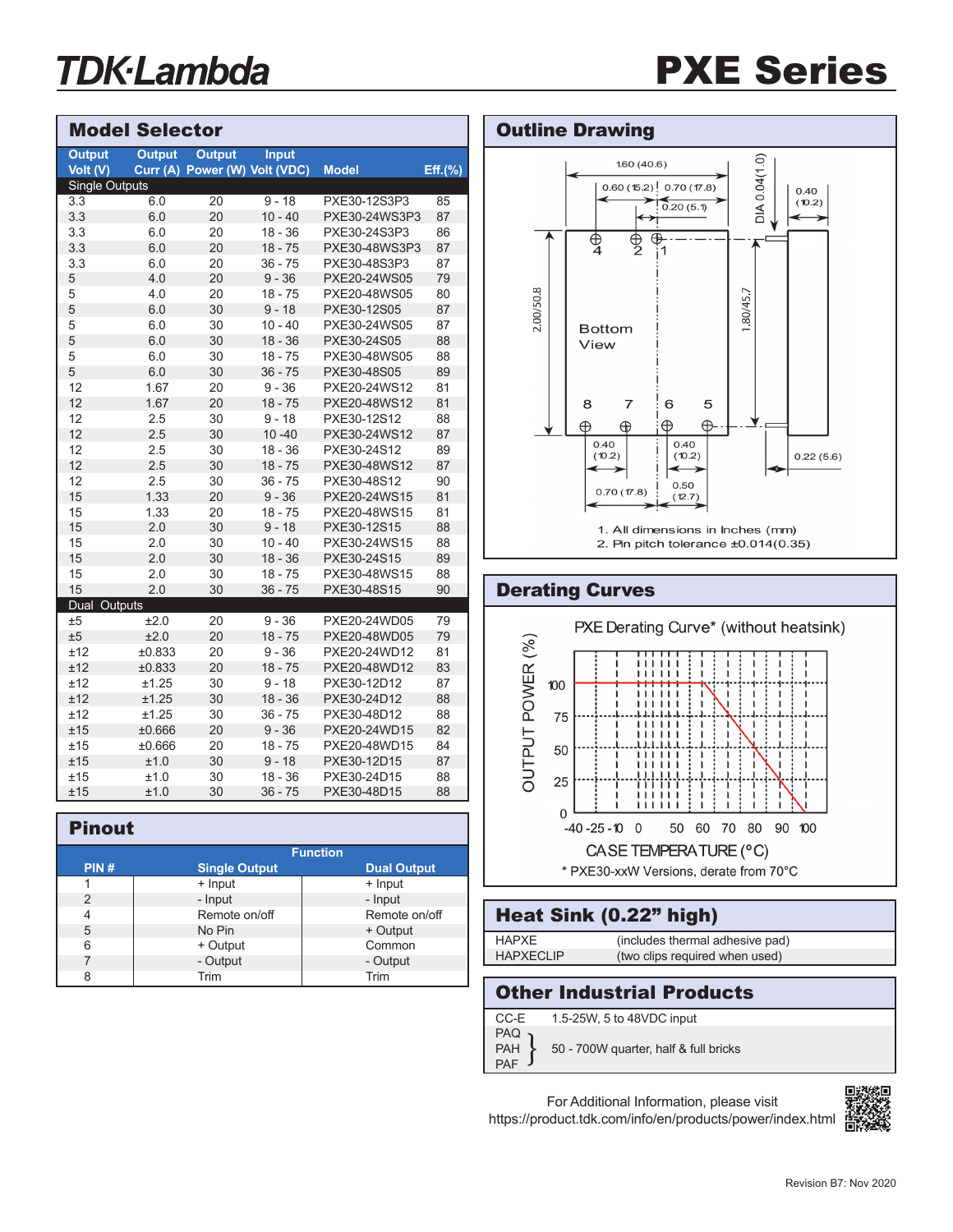# TDK·Lambda PXE Series

## Model Selector

| Output Volt (V) | Output Curr (A) | Output Power (W) | Input Volt (VDC) | Model | Eff.(%) |
|---|---|---|---|---|---|
| Single Outputs | | | | | |
| 3.3 | 6.0 | 20 | 9 - 18 | PXE30-12S3P3 | 85 |
| 3.3 | 6.0 | 20 | 10 - 40 | PXE30-24WS3P3 | 87 |
| 3.3 | 6.0 | 20 | 18 - 36 | PXE30-24S3P3 | 86 |
| 3.3 | 6.0 | 20 | 18 - 75 | PXE30-48WS3P3 | 87 |
| 3.3 | 6.0 | 20 | 36 - 75 | PXE30-48S3P3 | 87 |
| 5 | 4.0 | 20 | 9 - 36 | PXE20-24WS05 | 79 |
| 5 | 4.0 | 20 | 18 - 75 | PXE20-48WS05 | 80 |
| 5 | 6.0 | 30 | 9 - 18 | PXE30-12S05 | 87 |
| 5 | 6.0 | 30 | 10 - 40 | PXE30-24WS05 | 87 |
| 5 | 6.0 | 30 | 18 - 36 | PXE30-24S05 | 88 |
| 5 | 6.0 | 30 | 18 - 75 | PXE30-48WS05 | 88 |
| 5 | 6.0 | 30 | 36 - 75 | PXE30-48S05 | 89 |
| 12 | 1.67 | 20 | 9 - 36 | PXE20-24WS12 | 81 |
| 12 | 1.67 | 20 | 18 - 75 | PXE20-48WS12 | 81 |
| 12 | 2.5 | 30 | 9 - 18 | PXE30-12S12 | 88 |
| 12 | 2.5 | 30 | 10 -40 | PXE30-24WS12 | 87 |
| 12 | 2.5 | 30 | 18 - 36 | PXE30-24S12 | 89 |
| 12 | 2.5 | 30 | 18 - 75 | PXE30-48WS12 | 87 |
| 12 | 2.5 | 30 | 36 - 75 | PXE30-48S12 | 90 |
| 15 | 1.33 | 20 | 9 - 36 | PXE20-24WS15 | 81 |
| 15 | 1.33 | 20 | 18 - 75 | PXE20-48WS15 | 81 |
| 15 | 2.0 | 30 | 9 - 18 | PXE30-12S15 | 88 |
| 15 | 2.0 | 30 | 10 - 40 | PXE30-24WS15 | 88 |
| 15 | 2.0 | 30 | 18 - 36 | PXE30-24S15 | 89 |
| 15 | 2.0 | 30 | 18 - 75 | PXE30-48WS15 | 88 |
| 15 | 2.0 | 30 | 36 - 75 | PXE30-48S15 | 90 |
| Dual Outputs | | | | | |
| ±5 | ±2.0 | 20 | 9 - 36 | PXE20-24WD05 | 79 |
| ±5 | ±2.0 | 20 | 18 - 75 | PXE20-48WD05 | 79 |
| ±12 | ±0.833 | 20 | 9 - 36 | PXE20-24WD12 | 81 |
| ±12 | ±0.833 | 20 | 18 - 75 | PXE20-48WD12 | 83 |
| ±12 | ±1.25 | 30 | 9 - 18 | PXE30-12D12 | 87 |
| ±12 | ±1.25 | 30 | 18 - 36 | PXE30-24D12 | 88 |
| ±12 | ±1.25 | 30 | 36 - 75 | PXE30-48D12 | 88 |
| ±15 | ±0.666 | 20 | 9 - 36 | PXE20-24WD15 | 82 |
| ±15 | ±0.666 | 20 | 18 - 75 | PXE20-48WD15 | 84 |
| ±15 | ±1.0 | 30 | 9 - 18 | PXE30-12D15 | 87 |
| ±15 | ±1.0 | 30 | 18 - 36 | PXE30-24D15 | 88 |
| ±15 | ±1.0 | 30 | 36 - 75 | PXE30-48D15 | 88 |

## Pinout

| PIN # | Function: Single Output | Function: Dual Output |
|---|---|---|
| 1 | + Input | + Input |
| 2 | - Input | - Input |
| 4 | Remote on/off | Remote on/off |
| 5 | No Pin | + Output |
| 6 | + Output | Common |
| 7 | - Output | - Output |
| 8 | Trim | Trim |

## Outline Drawing

1.60 (40.6)
0.60 (15.2) 0.70 (17.8)
0.20 (5.1)
DIA 0.04(1.0)
0.40 (10.2)
4 2 1
Bottom View
2.00/50.8
1.80/45.7
8 7 6 5
0.40 (10.2) 0.40 (10.2)
0.70 (17.8) 0.50 (12.7)
0.22 (5.6)

1. All dimensions in Inches (mm)
2. Pin pitch tolerance ±0.014(0.35)

## Derating Curves

PXE Derating Curve* (without heatsink)

OUTPUT POWER (%)
100
75
50
25
0
-40 -25 -10 0 50 60 70 80 90 100
CASE TEMPERATURE (°C)

\* PXE30-xxW Versions, derate from 70°C

## Heat Sink (0.22" high)

| | |
|---|---|
| HAPXE | (includes thermal adhesive pad) |
| HAPXECLIP | (two clips required when used) |

## Other Industrial Products

| | |
|---|---|
| CC-E | 1.5-25W, 5 to 48VDC input |
| PAQ / PAH / PAF | 50 - 700W quarter, half & full bricks |

For Additional Information, please visit
https://product.tdk.com/info/en/products/power/index.html

Revision B7: Nov 2020